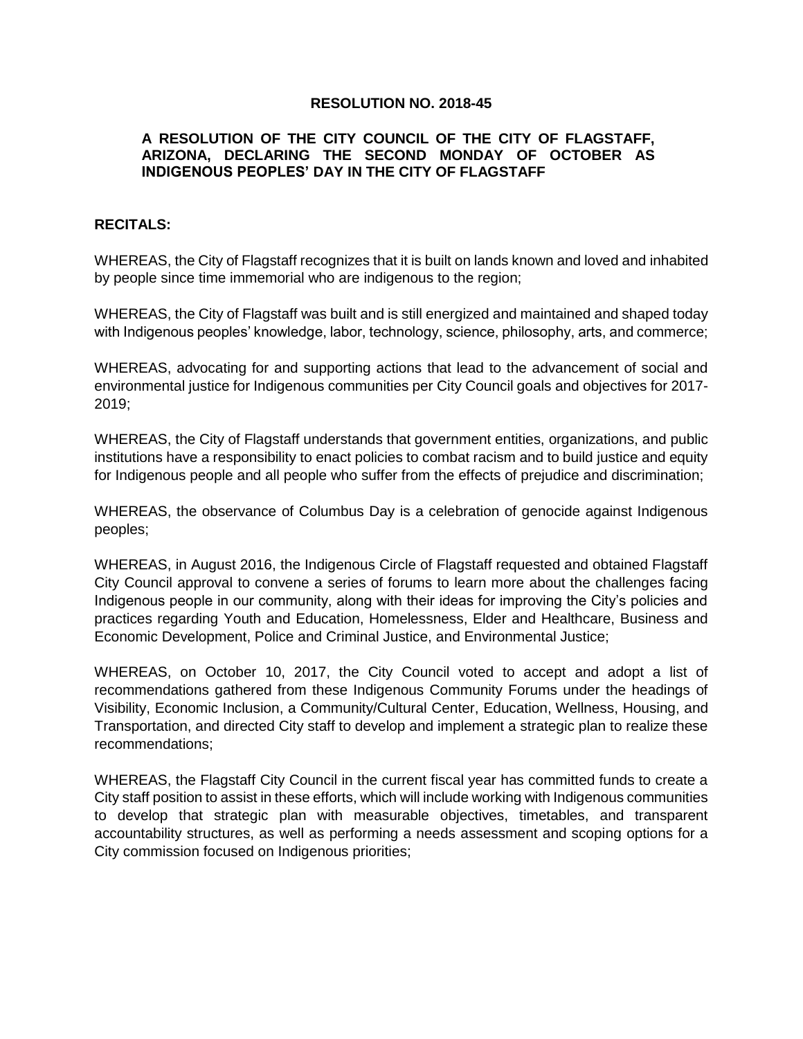**RESOLUTION NO. 2018-45**

**A RESOLUTION OF THE CITY COUNCIL OF THE CITY OF FLAGSTAFF, ARIZONA, DECLARING THE SECOND MONDAY OF OCTOBER AS INDIGENOUS PEOPLES' DAY IN THE CITY OF FLAGSTAFF**

**RECITALS:**

WHEREAS, the City of Flagstaff recognizes that it is built on lands known and loved and inhabited by people since time immemorial who are indigenous to the region;

WHEREAS, the City of Flagstaff was built and is still energized and maintained and shaped today with Indigenous peoples' knowledge, labor, technology, science, philosophy, arts, and commerce;

WHEREAS, advocating for and supporting actions that lead to the advancement of social and environmental justice for Indigenous communities per City Council goals and objectives for 2017-2019;

WHEREAS, the City of Flagstaff understands that government entities, organizations, and public institutions have a responsibility to enact policies to combat racism and to build justice and equity for Indigenous people and all people who suffer from the effects of prejudice and discrimination;

WHEREAS, the observance of Columbus Day is a celebration of genocide against Indigenous peoples;

WHEREAS, in August 2016, the Indigenous Circle of Flagstaff requested and obtained Flagstaff City Council approval to convene a series of forums to learn more about the challenges facing Indigenous people in our community, along with their ideas for improving the City's policies and practices regarding Youth and Education, Homelessness, Elder and Healthcare, Business and Economic Development, Police and Criminal Justice, and Environmental Justice;

WHEREAS, on October 10, 2017, the City Council voted to accept and adopt a list of recommendations gathered from these Indigenous Community Forums under the headings of Visibility, Economic Inclusion, a Community/Cultural Center, Education, Wellness, Housing, and Transportation, and directed City staff to develop and implement a strategic plan to realize these recommendations;

WHEREAS, the Flagstaff City Council in the current fiscal year has committed funds to create a City staff position to assist in these efforts, which will include working with Indigenous communities to develop that strategic plan with measurable objectives, timetables, and transparent accountability structures, as well as performing a needs assessment and scoping options for a City commission focused on Indigenous priorities;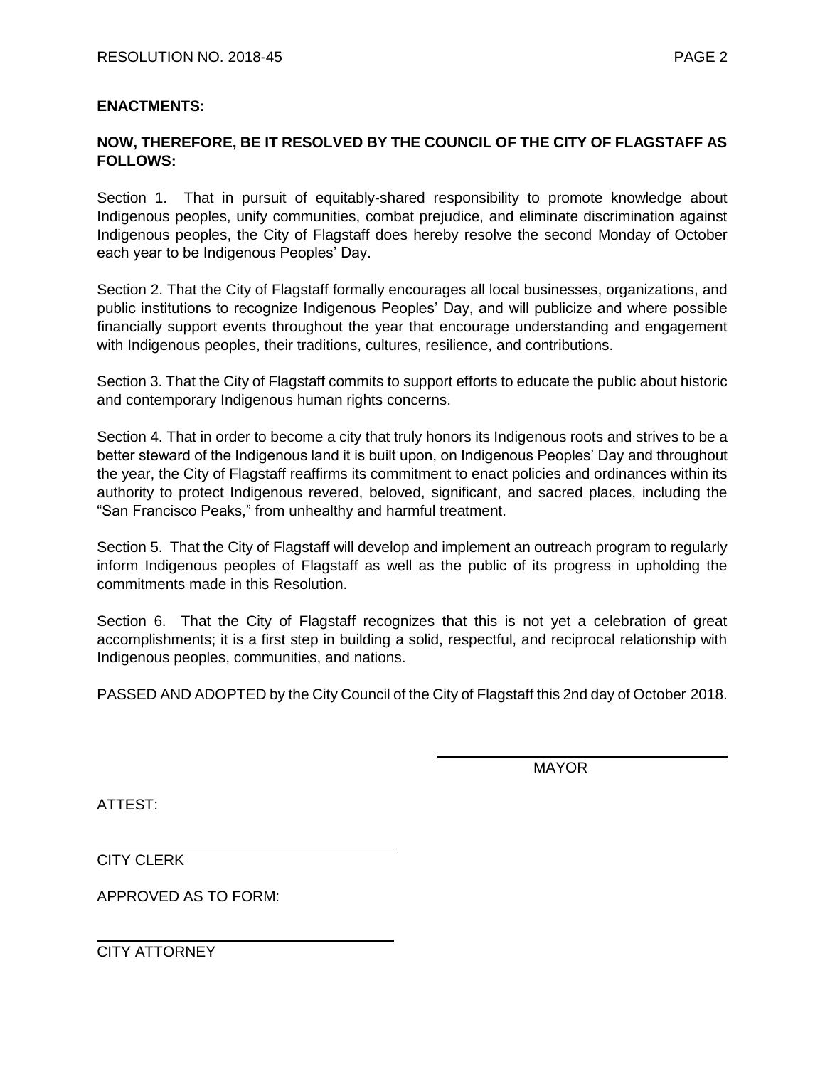**ENACTMENTS:**

**NOW, THEREFORE, BE IT RESOLVED BY THE COUNCIL OF THE CITY OF FLAGSTAFF AS FOLLOWS:**

Section 1. That in pursuit of equitably-shared responsibility to promote knowledge about Indigenous peoples, unify communities, combat prejudice, and eliminate discrimination against Indigenous peoples, the City of Flagstaff does hereby resolve the second Monday of October each year to be Indigenous Peoples' Day.

Section 2. That the City of Flagstaff formally encourages all local businesses, organizations, and public institutions to recognize Indigenous Peoples' Day, and will publicize and where possible financially support events throughout the year that encourage understanding and engagement with Indigenous peoples, their traditions, cultures, resilience, and contributions.

Section 3. That the City of Flagstaff commits to support efforts to educate the public about historic and contemporary Indigenous human rights concerns.

Section 4. That in order to become a city that truly honors its Indigenous roots and strives to be a better steward of the Indigenous land it is built upon, on Indigenous Peoples' Day and throughout the year, the City of Flagstaff reaffirms its commitment to enact policies and ordinances within its authority to protect Indigenous revered, beloved, significant, and sacred places, including the "San Francisco Peaks," from unhealthy and harmful treatment.

Section 5. That the City of Flagstaff will develop and implement an outreach program to regularly inform Indigenous peoples of Flagstaff as well as the public of its progress in upholding the commitments made in this Resolution.

Section 6. That the City of Flagstaff recognizes that this is not yet a celebration of great accomplishments; it is a first step in building a solid, respectful, and reciprocal relationship with Indigenous peoples, communities, and nations.

PASSED AND ADOPTED by the City Council of the City of Flagstaff this 2nd day of October 2018.

MAYOR

ATTEST:

CITY CLERK

APPROVED AS TO FORM:

CITY ATTORNEY